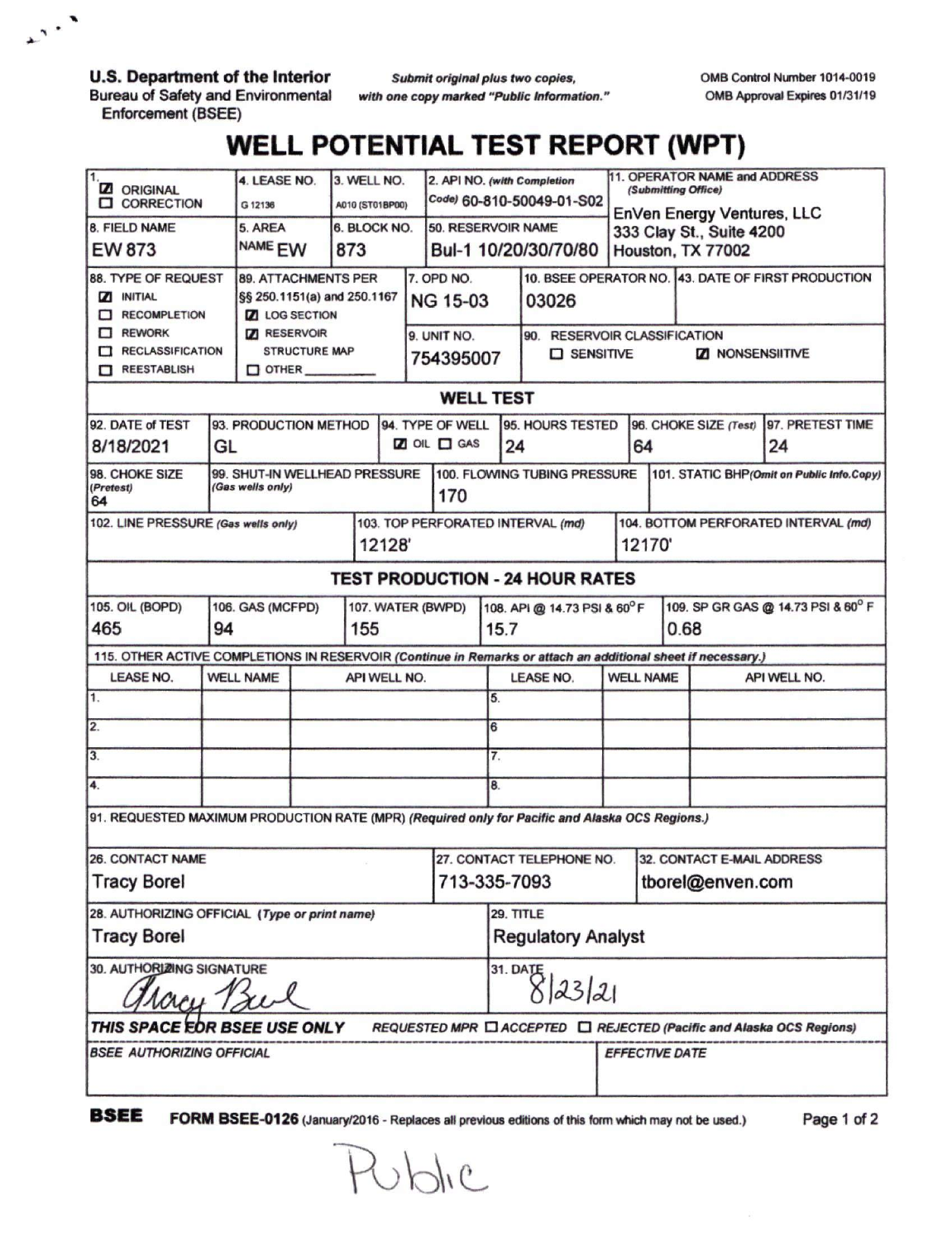**U.S. Department of the Interior**
Bureau of Safety and Environmental Enforcement (BSEE)

*Submit original plus two copies, with one copy marked "Public Information."*

OMB Control Number 1014-0019
OMB Approval Expires 01/31/19

# WELL POTENTIAL TEST REPORT (WPT)

| 1. | 4. LEASE NO. | 3. WELL NO. | 2. API NO. (with Completion Code) | 11. OPERATOR NAME and ADDRESS (Submitting Office) |
|---|---|---|---|---|
| ☑ ORIGINAL ☐ CORRECTION | G 12136 | A010 (ST01BP00) | 60-810-50049-01-S02 | EnVen Energy Ventures, LLC 333 Clay St., Suite 4200 Houston, TX 77002 |
| **8. FIELD NAME** | **5. AREA NAME** | **6. BLOCK NO.** | **50. RESERVOIR NAME** | |
| EW 873 | EW | 873 | Bul-1 10/20/30/70/80 | |

| 88. TYPE OF REQUEST | 89. ATTACHMENTS PER §§ 250.1151(a) and 250.1167 | 7. OPD NO. | 10. BSEE OPERATOR NO. | 43. DATE OF FIRST PRODUCTION |
|---|---|---|---|---|
| ☑ INITIAL ☐ RECOMPLETION ☐ REWORK ☐ RECLASSIFICATION ☐ REESTABLISH | ☑ LOG SECTION ☑ RESERVOIR STRUCTURE MAP ☐ OTHER ______ | NG 15-03 | 03026 | |
| | | **9. UNIT NO.** | **90. RESERVOIR CLASSIFICATION** | |
| | | 754395007 | ☐ SENSITIVE ☑ NONSENSIITVE | |

## WELL TEST

| 92. DATE of TEST | 93. PRODUCTION METHOD | 94. TYPE OF WELL | 95. HOURS TESTED | 96. CHOKE SIZE (Test) | 97. PRETEST TIME |
|---|---|---|---|---|---|
| 8/18/2021 | GL | ☑ OIL ☐ GAS | 24 | 64 | 24 |

| 98. CHOKE SIZE (Pretest) | 99. SHUT-IN WELLHEAD PRESSURE (Gas wells only) | 100. FLOWING TUBING PRESSURE | 101. STATIC BHP (Omit on Public Info.Copy) |
|---|---|---|---|
| 64 | | 170 | |

| 102. LINE PRESSURE (Gas wells only) | 103. TOP PERFORATED INTERVAL (md) | 104. BOTTOM PERFORATED INTERVAL (md) |
|---|---|---|
| | 12128' | 12170' |

## TEST PRODUCTION - 24 HOUR RATES

| 105. OIL (BOPD) | 106. GAS (MCFPD) | 107. WATER (BWPD) | 108. API @ 14.73 PSI & 60° F | 109. SP GR GAS @ 14.73 PSI & 60° F |
|---|---|---|---|---|
| 465 | 94 | 155 | 15.7 | 0.68 |

115. OTHER ACTIVE COMPLETIONS IN RESERVOIR *(Continue in Remarks or attach an additional sheet if necessary.)*

| LEASE NO. | WELL NAME | API WELL NO. | LEASE NO. | WELL NAME | API WELL NO. |
|---|---|---|---|---|---|
| 1. | | | 5. | | |
| 2. | | | 6 | | |
| 3. | | | 7. | | |
| 4. | | | 8. | | |

91. REQUESTED MAXIMUM PRODUCTION RATE (MPR) *(Required only for Pacific and Alaska OCS Regions.)*

| 26. CONTACT NAME | 27. CONTACT TELEPHONE NO. | 32. CONTACT E-MAIL ADDRESS |
|---|---|---|
| Tracy Borel | 713-335-7093 | tborel@enven.com |

| 28. AUTHORIZING OFFICIAL (Type or print name) | 29. TITLE |
|---|---|
| Tracy Borel | Regulatory Analyst |

| 30. AUTHORIZING SIGNATURE | 31. DATE |
|---|---|
| Tracy Borel | 8/23/21 |

***THIS SPACE FOR BSEE USE ONLY*** *REQUESTED MPR* ☐ *ACCEPTED* ☐ *REJECTED (Pacific and Alaska OCS Regions)*

| BSEE AUTHORIZING OFFICIAL | EFFECTIVE DATE |
|---|---|
| | |

**BSEE** **FORM BSEE-0126** (January/2016 - Replaces all previous editions of this form which may not be used.)

Public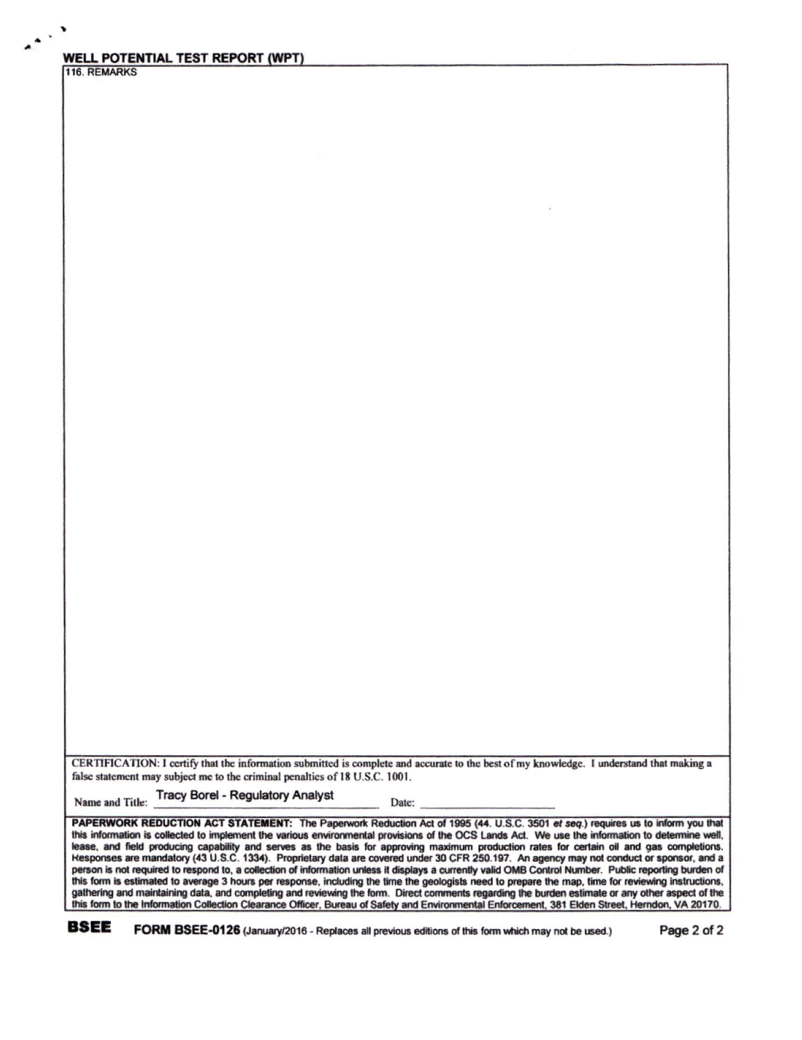## WELL POTENTIAL TEST REPORT (WPT)

116. REMARKS

CERTIFICATION: I certify that the information submitted is complete and accurate to the best of my knowledge. I understand that making a false statement may subject me to the criminal penalties of 18 U.S.C. 1001.

Name and Title: Tracy Borel - Regulatory Analyst    Date: ____________________

**PAPERWORK REDUCTION ACT STATEMENT:** The Paperwork Reduction Act of 1995 (44. U.S.C. 3501 *et seq.*) requires us to inform you that this information is collected to implement the various environmental provisions of the OCS Lands Act. We use the information to determine well, lease, and field producing capability and serves as the basis for approving maximum production rates for certain oil and gas completions. Responses are mandatory (43 U.S.C. 1334). Proprietary data are covered under 30 CFR 250.197. An agency may not conduct or sponsor, and a person is not required to respond to, a collection of information unless it displays a currently valid OMB Control Number. Public reporting burden of this form is estimated to average 3 hours per response, including the time the geologists need to prepare the map, time for reviewing instructions, gathering and maintaining data, and completing and reviewing the form. Direct comments regarding the burden estimate or any other aspect of the this form to the Information Collection Clearance Officer, Bureau of Safety and Environmental Enforcement, 381 Elden Street, Herndon, VA 20170.

**BSEE** **FORM BSEE-0126** (January/2016 - Replaces all previous editions of this form which may not be used.)